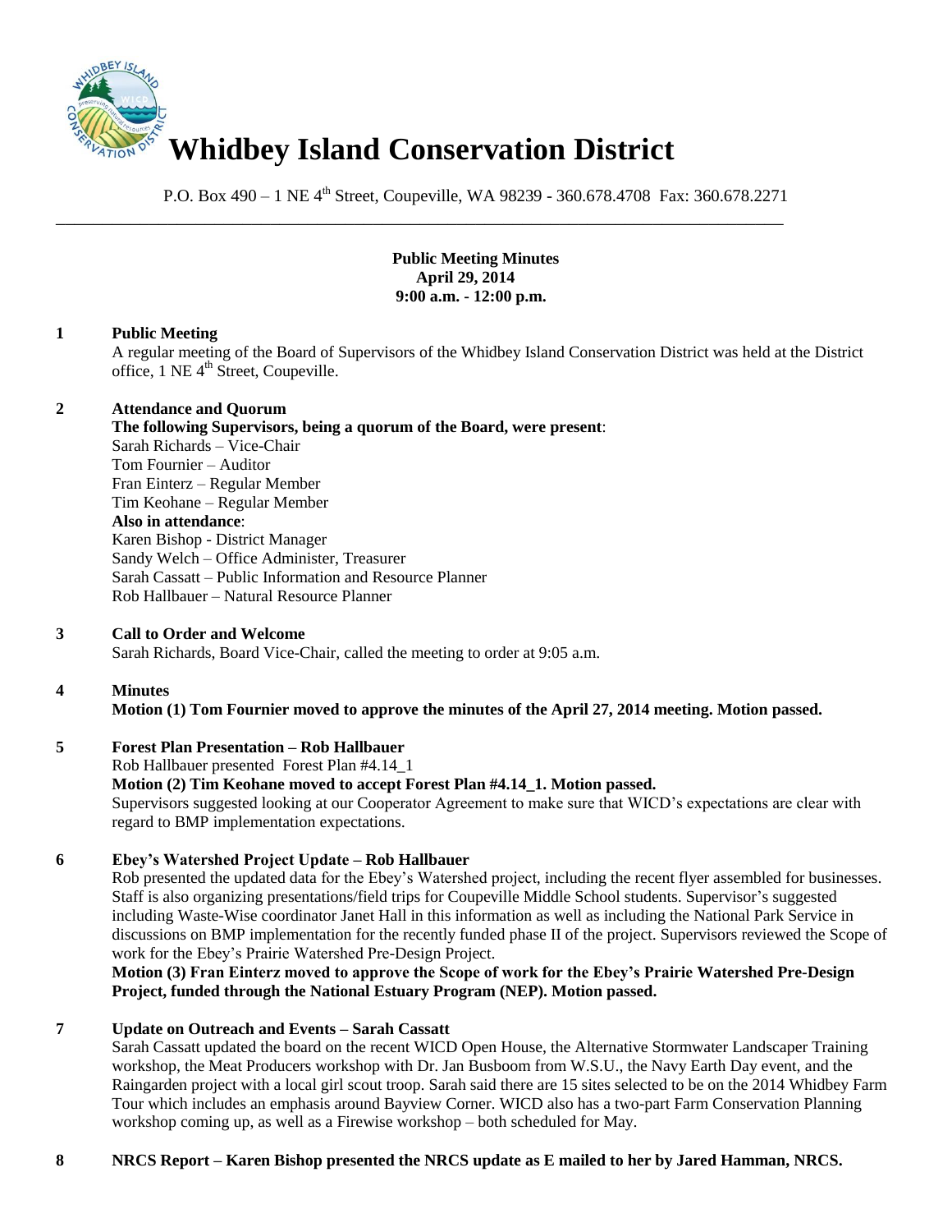# Whidbey Island Conservation District

P.O. Box 490 – 1 NE 4th Street, Coupeville, WA 98239 - 360.678.4708 Fax: 360.678.2271

---

**Public Meeting Minutes**
**April 29, 2014**
**9:00 a.m. - 12:00 p.m.**

**1 Public Meeting**

A regular meeting of the Board of Supervisors of the Whidbey Island Conservation District was held at the District office, 1 NE 4th Street, Coupeville.

**2 Attendance and Quorum**

**The following Supervisors, being a quorum of the Board, were present**:
Sarah Richards – Vice-Chair
Tom Fournier – Auditor
Fran Einterz – Regular Member
Tim Keohane – Regular Member

**Also in attendance**:
Karen Bishop - District Manager
Sandy Welch – Office Administer, Treasurer
Sarah Cassatt – Public Information and Resource Planner
Rob Hallbauer – Natural Resource Planner

**3 Call to Order and Welcome**

Sarah Richards, Board Vice-Chair, called the meeting to order at 9:05 a.m.

**4 Minutes**

**Motion (1) Tom Fournier moved to approve the minutes of the April 27, 2014 meeting. Motion passed.**

**5 Forest Plan Presentation – Rob Hallbauer**

Rob Hallbauer presented Forest Plan #4.14_1

**Motion (2) Tim Keohane moved to accept Forest Plan #4.14_1. Motion passed.**

Supervisors suggested looking at our Cooperator Agreement to make sure that WICD's expectations are clear with regard to BMP implementation expectations.

**6 Ebey's Watershed Project Update – Rob Hallbauer**

Rob presented the updated data for the Ebey's Watershed project, including the recent flyer assembled for businesses. Staff is also organizing presentations/field trips for Coupeville Middle School students. Supervisor's suggested including Waste-Wise coordinator Janet Hall in this information as well as including the National Park Service in discussions on BMP implementation for the recently funded phase II of the project. Supervisors reviewed the Scope of work for the Ebey's Prairie Watershed Pre-Design Project.

**Motion (3) Fran Einterz moved to approve the Scope of work for the Ebey's Prairie Watershed Pre-Design Project, funded through the National Estuary Program (NEP). Motion passed.**

**7 Update on Outreach and Events – Sarah Cassatt**

Sarah Cassatt updated the board on the recent WICD Open House, the Alternative Stormwater Landscaper Training workshop, the Meat Producers workshop with Dr. Jan Busboom from W.S.U., the Navy Earth Day event, and the Raingarden project with a local girl scout troop. Sarah said there are 15 sites selected to be on the 2014 Whidbey Farm Tour which includes an emphasis around Bayview Corner. WICD also has a two-part Farm Conservation Planning workshop coming up, as well as a Firewise workshop – both scheduled for May.

**8 NRCS Report – Karen Bishop presented the NRCS update as E mailed to her by Jared Hamman, NRCS.**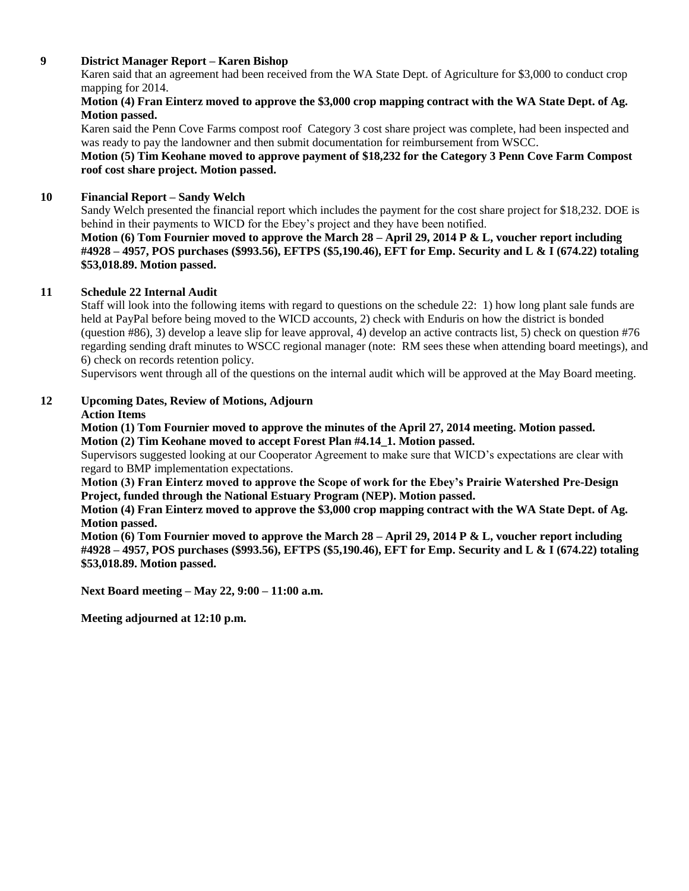**9 District Manager Report – Karen Bishop**

Karen said that an agreement had been received from the WA State Dept. of Agriculture for $3,000 to conduct crop mapping for 2014.

**Motion (4) Fran Einterz moved to approve the $3,000 crop mapping contract with the WA State Dept. of Ag. Motion passed.**

Karen said the Penn Cove Farms compost roof Category 3 cost share project was complete, had been inspected and was ready to pay the landowner and then submit documentation for reimbursement from WSCC.

**Motion (5) Tim Keohane moved to approve payment of $18,232 for the Category 3 Penn Cove Farm Compost roof cost share project. Motion passed.**

**10 Financial Report – Sandy Welch**

Sandy Welch presented the financial report which includes the payment for the cost share project for $18,232. DOE is behind in their payments to WICD for the Ebey's project and they have been notified.

**Motion (6) Tom Fournier moved to approve the March 28 – April 29, 2014 P & L, voucher report including #4928 – 4957, POS purchases ($993.56), EFTPS ($5,190.46), EFT for Emp. Security and L & I (674.22) totaling $53,018.89. Motion passed.**

**11 Schedule 22 Internal Audit**

Staff will look into the following items with regard to questions on the schedule 22: 1) how long plant sale funds are held at PayPal before being moved to the WICD accounts, 2) check with Enduris on how the district is bonded (question #86), 3) develop a leave slip for leave approval, 4) develop an active contracts list, 5) check on question #76 regarding sending draft minutes to WSCC regional manager (note: RM sees these when attending board meetings), and 6) check on records retention policy.

Supervisors went through all of the questions on the internal audit which will be approved at the May Board meeting.

**12 Upcoming Dates, Review of Motions, Adjourn**

**Action Items**

**Motion (1) Tom Fournier moved to approve the minutes of the April 27, 2014 meeting. Motion passed.**

**Motion (2) Tim Keohane moved to accept Forest Plan #4.14_1. Motion passed.**

Supervisors suggested looking at our Cooperator Agreement to make sure that WICD's expectations are clear with regard to BMP implementation expectations.

**Motion (3) Fran Einterz moved to approve the Scope of work for the Ebey's Prairie Watershed Pre-Design Project, funded through the National Estuary Program (NEP). Motion passed.**

**Motion (4) Fran Einterz moved to approve the $3,000 crop mapping contract with the WA State Dept. of Ag. Motion passed.**

**Motion (6) Tom Fournier moved to approve the March 28 – April 29, 2014 P & L, voucher report including #4928 – 4957, POS purchases ($993.56), EFTPS ($5,190.46), EFT for Emp. Security and L & I (674.22) totaling $53,018.89. Motion passed.**

**Next Board meeting – May 22, 9:00 – 11:00 a.m.**

**Meeting adjourned at 12:10 p.m.**